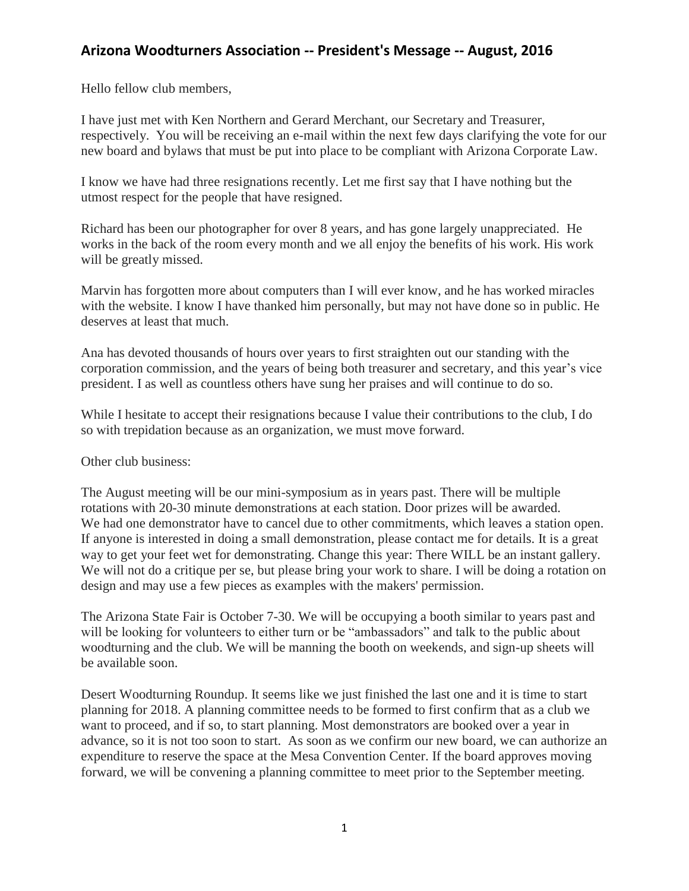## Arizona Woodturners Association -- President's Message -- August, 2016

Hello fellow club members,

I have just met with Ken Northern and Gerard Merchant, our Secretary and Treasurer, respectively. You will be receiving an e-mail within the next few days clarifying the vote for our new board and bylaws that must be put into place to be compliant with Arizona Corporate Law.

I know we have had three resignations recently. Let me first say that I have nothing but the utmost respect for the people that have resigned.

Richard has been our photographer for over 8 years, and has gone largely unappreciated. He works in the back of the room every month and we all enjoy the benefits of his work. His work will be greatly missed.

Marvin has forgotten more about computers than I will ever know, and he has worked miracles with the website. I know I have thanked him personally, but may not have done so in public. He deserves at least that much.

Ana has devoted thousands of hours over years to first straighten out our standing with the corporation commission, and the years of being both treasurer and secretary, and this year's vice president. I as well as countless others have sung her praises and will continue to do so.

While I hesitate to accept their resignations because I value their contributions to the club, I do so with trepidation because as an organization, we must move forward.

Other club business:

The August meeting will be our mini-symposium as in years past. There will be multiple rotations with 20-30 minute demonstrations at each station. Door prizes will be awarded. We had one demonstrator have to cancel due to other commitments, which leaves a station open. If anyone is interested in doing a small demonstration, please contact me for details. It is a great way to get your feet wet for demonstrating. Change this year: There WILL be an instant gallery. We will not do a critique per se, but please bring your work to share. I will be doing a rotation on design and may use a few pieces as examples with the makers' permission.

The Arizona State Fair is October 7-30. We will be occupying a booth similar to years past and will be looking for volunteers to either turn or be "ambassadors" and talk to the public about woodturning and the club. We will be manning the booth on weekends, and sign-up sheets will be available soon.

Desert Woodturning Roundup. It seems like we just finished the last one and it is time to start planning for 2018. A planning committee needs to be formed to first confirm that as a club we want to proceed, and if so, to start planning. Most demonstrators are booked over a year in advance, so it is not too soon to start. As soon as we confirm our new board, we can authorize an expenditure to reserve the space at the Mesa Convention Center. If the board approves moving forward, we will be convening a planning committee to meet prior to the September meeting.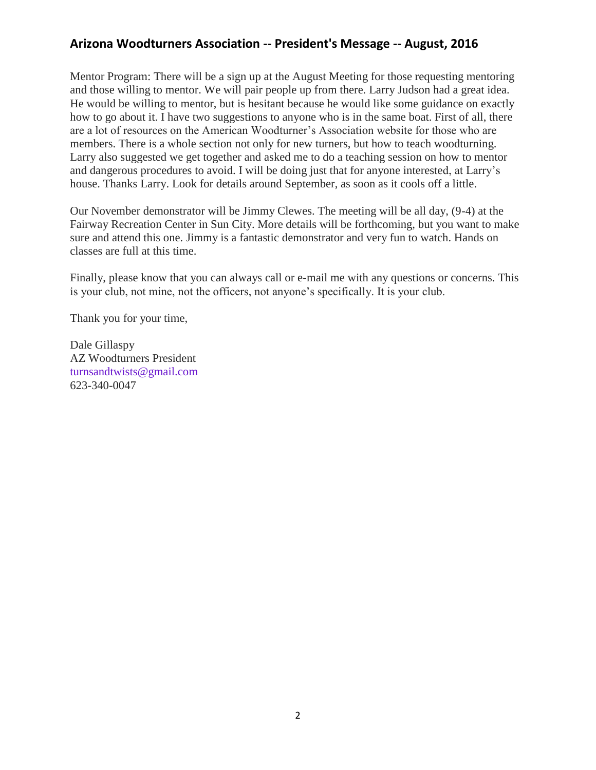## Arizona Woodturners Association -- President's Message -- August, 2016

Mentor Program: There will be a sign up at the August Meeting for those requesting mentoring and those willing to mentor. We will pair people up from there. Larry Judson had a great idea. He would be willing to mentor, but is hesitant because he would like some guidance on exactly how to go about it. I have two suggestions to anyone who is in the same boat. First of all, there are a lot of resources on the American Woodturner's Association website for those who are members. There is a whole section not only for new turners, but how to teach woodturning. Larry also suggested we get together and asked me to do a teaching session on how to mentor and dangerous procedures to avoid. I will be doing just that for anyone interested, at Larry's house. Thanks Larry. Look for details around September, as soon as it cools off a little.

Our November demonstrator will be Jimmy Clewes. The meeting will be all day, (9-4) at the Fairway Recreation Center in Sun City. More details will be forthcoming, but you want to make sure and attend this one. Jimmy is a fantastic demonstrator and very fun to watch. Hands on classes are full at this time.

Finally, please know that you can always call or e-mail me with any questions or concerns. This is your club, not mine, not the officers, not anyone's specifically. It is your club.

Thank you for your time,

Dale Gillaspy
AZ Woodturners President
turnsandtwists@gmail.com
623-340-0047